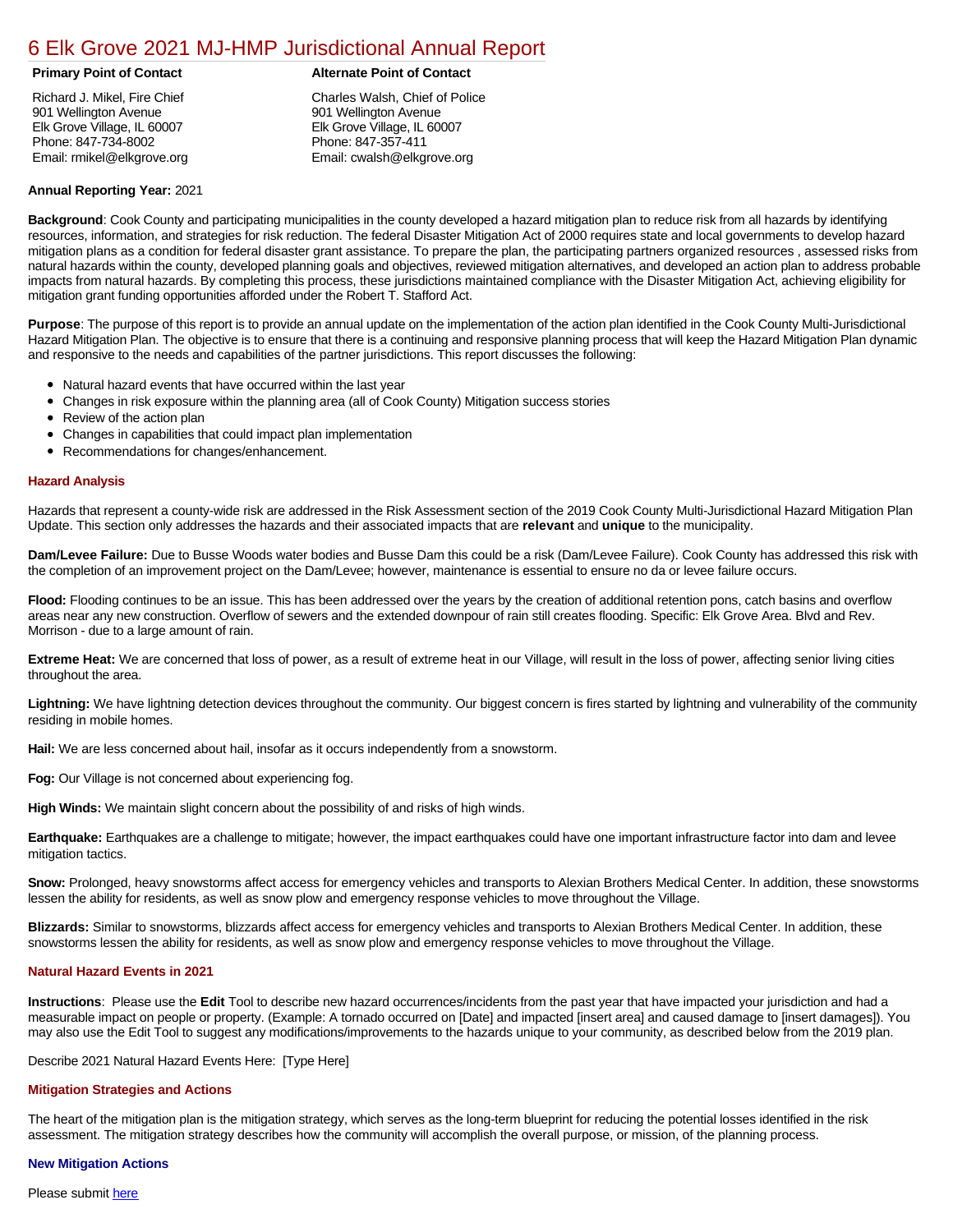# 6 Elk Grove 2021 MJ-HMP Jurisdictional Annual Report

**Primary Point of Contact**

Richard J. Mikel, Fire Chief
901 Wellington Avenue
Elk Grove Village, IL 60007
Phone: 847-734-8002
Email: rmikel@elkgrove.org

**Alternate Point of Contact**

Charles Walsh, Chief of Police
901 Wellington Avenue
Elk Grove Village, IL 60007
Phone: 847-357-411
Email: cwalsh@elkgrove.org

**Annual Reporting Year:** 2021

**Background**: Cook County and participating municipalities in the county developed a hazard mitigation plan to reduce risk from all hazards by identifying resources, information, and strategies for risk reduction. The federal Disaster Mitigation Act of 2000 requires state and local governments to develop hazard mitigation plans as a condition for federal disaster grant assistance. To prepare the plan, the participating partners organized resources , assessed risks from natural hazards within the county, developed planning goals and objectives, reviewed mitigation alternatives, and developed an action plan to address probable impacts from natural hazards. By completing this process, these jurisdictions maintained compliance with the Disaster Mitigation Act, achieving eligibility for mitigation grant funding opportunities afforded under the Robert T. Stafford Act.

**Purpose**: The purpose of this report is to provide an annual update on the implementation of the action plan identified in the Cook County Multi-Jurisdictional Hazard Mitigation Plan. The objective is to ensure that there is a continuing and responsive planning process that will keep the Hazard Mitigation Plan dynamic and responsive to the needs and capabilities of the partner jurisdictions. This report discusses the following:

- Natural hazard events that have occurred within the last year
- Changes in risk exposure within the planning area (all of Cook County) Mitigation success stories
- Review of the action plan
- Changes in capabilities that could impact plan implementation
- Recommendations for changes/enhancement.

## Hazard Analysis

Hazards that represent a county-wide risk are addressed in the Risk Assessment section of the 2019 Cook County Multi-Jurisdictional Hazard Mitigation Plan Update. This section only addresses the hazards and their associated impacts that are **relevant** and **unique** to the municipality.

**Dam/Levee Failure:** Due to Busse Woods water bodies and Busse Dam this could be a risk (Dam/Levee Failure). Cook County has addressed this risk with the completion of an improvement project on the Dam/Levee; however, maintenance is essential to ensure no da or levee failure occurs.

**Flood:** Flooding continues to be an issue. This has been addressed over the years by the creation of additional retention pons, catch basins and overflow areas near any new construction. Overflow of sewers and the extended downpour of rain still creates flooding. Specific: Elk Grove Area. Blvd and Rev. Morrison - due to a large amount of rain.

**Extreme Heat:** We are concerned that loss of power, as a result of extreme heat in our Village, will result in the loss of power, affecting senior living cities throughout the area.

**Lightning:** We have lightning detection devices throughout the community. Our biggest concern is fires started by lightning and vulnerability of the community residing in mobile homes.

**Hail:** We are less concerned about hail, insofar as it occurs independently from a snowstorm.

**Fog:** Our Village is not concerned about experiencing fog.

**High Winds:** We maintain slight concern about the possibility of and risks of high winds.

**Earthquake:** Earthquakes are a challenge to mitigate; however, the impact earthquakes could have one important infrastructure factor into dam and levee mitigation tactics.

**Snow:** Prolonged, heavy snowstorms affect access for emergency vehicles and transports to Alexian Brothers Medical Center. In addition, these snowstorms lessen the ability for residents, as well as snow plow and emergency response vehicles to move throughout the Village.

**Blizzards:** Similar to snowstorms, blizzards affect access for emergency vehicles and transports to Alexian Brothers Medical Center. In addition, these snowstorms lessen the ability for residents, as well as snow plow and emergency response vehicles to move throughout the Village.

## Natural Hazard Events in 2021

**Instructions**: Please use the **Edit** Tool to describe new hazard occurrences/incidents from the past year that have impacted your jurisdiction and had a measurable impact on people or property. (Example: A tornado occurred on [Date] and impacted [insert area] and caused damage to [insert damages]). You may also use the Edit Tool to suggest any modifications/improvements to the hazards unique to your community, as described below from the 2019 plan.

Describe 2021 Natural Hazard Events Here: [Type Here]

## Mitigation Strategies and Actions

The heart of the mitigation plan is the mitigation strategy, which serves as the long-term blueprint for reducing the potential losses identified in the risk assessment. The mitigation strategy describes how the community will accomplish the overall purpose, or mission, of the planning process.

### New Mitigation Actions

Please submit here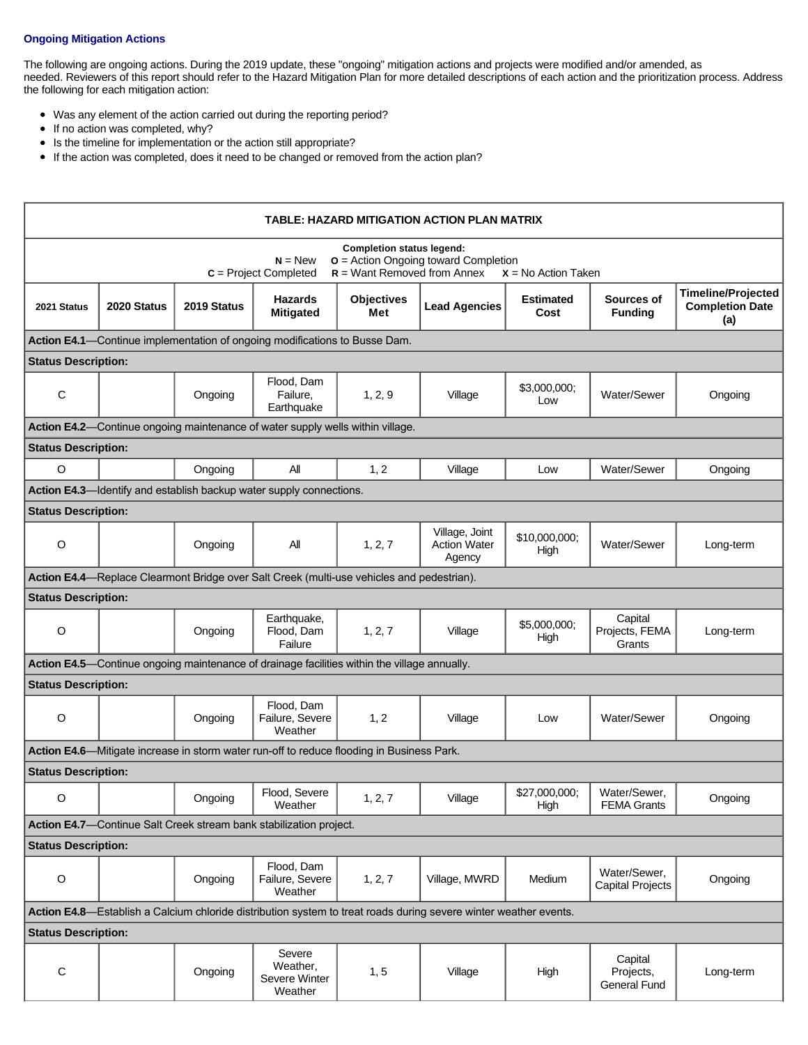### Ongoing Mitigation Actions

The following are ongoing actions. During the 2019 update, these "ongoing" mitigation actions and projects were modified and/or amended, as needed. Reviewers of this report should refer to the Hazard Mitigation Plan for more detailed descriptions of each action and the prioritization process. Address the following for each mitigation action:

- Was any element of the action carried out during the reporting period?
- If no action was completed, why?
- Is the timeline for implementation or the action still appropriate?
- If the action was completed, does it need to be changed or removed from the action plan?

**TABLE: HAZARD MITIGATION ACTION PLAN MATRIX**

**Completion status legend:**
**N** = New **O** = Action Ongoing toward Completion
**C** = Project Completed **R** = Want Removed from Annex **X** = No Action Taken

| 2021 Status | 2020 Status | 2019 Status | Hazards Mitigated | Objectives Met | Lead Agencies | Estimated Cost | Sources of Funding | Timeline/Projected Completion Date (a) |
|---|---|---|---|---|---|---|---|---|
| **Action E4.1**—Continue implementation of ongoing modifications to Busse Dam. | | | | | | | | |
| **Status Description:** | | | | | | | | |
| C | | Ongoing | Flood, Dam Failure, Earthquake | 1, 2, 9 | Village | $3,000,000; Low | Water/Sewer | Ongoing |
| **Action E4.2**—Continue ongoing maintenance of water supply wells within village. | | | | | | | | |
| **Status Description:** | | | | | | | | |
| O | | Ongoing | All | 1, 2 | Village | Low | Water/Sewer | Ongoing |
| **Action E4.3**—Identify and establish backup water supply connections. | | | | | | | | |
| **Status Description:** | | | | | | | | |
| O | | Ongoing | All | 1, 2, 7 | Village, Joint Action Water Agency | $10,000,000; High | Water/Sewer | Long-term |
| **Action E4.4**—Replace Clearmont Bridge over Salt Creek (multi-use vehicles and pedestrian). | | | | | | | | |
| **Status Description:** | | | | | | | | |
| O | | Ongoing | Earthquake, Flood, Dam Failure | 1, 2, 7 | Village | $5,000,000; High | Capital Projects, FEMA Grants | Long-term |
| **Action E4.5**—Continue ongoing maintenance of drainage facilities within the village annually. | | | | | | | | |
| **Status Description:** | | | | | | | | |
| O | | Ongoing | Flood, Dam Failure, Severe Weather | 1, 2 | Village | Low | Water/Sewer | Ongoing |
| **Action E4.6**—Mitigate increase in storm water run-off to reduce flooding in Business Park. | | | | | | | | |
| **Status Description:** | | | | | | | | |
| O | | Ongoing | Flood, Severe Weather | 1, 2, 7 | Village | $27,000,000; High | Water/Sewer, FEMA Grants | Ongoing |
| **Action E4.7**—Continue Salt Creek stream bank stabilization project. | | | | | | | | |
| **Status Description:** | | | | | | | | |
| O | | Ongoing | Flood, Dam Failure, Severe Weather | 1, 2, 7 | Village, MWRD | Medium | Water/Sewer, Capital Projects | Ongoing |
| **Action E4.8**—Establish a Calcium chloride distribution system to treat roads during severe winter weather events. | | | | | | | | |
| **Status Description:** | | | | | | | | |
| C | | Ongoing | Severe Weather, Severe Winter Weather | 1, 5 | Village | High | Capital Projects, General Fund | Long-term |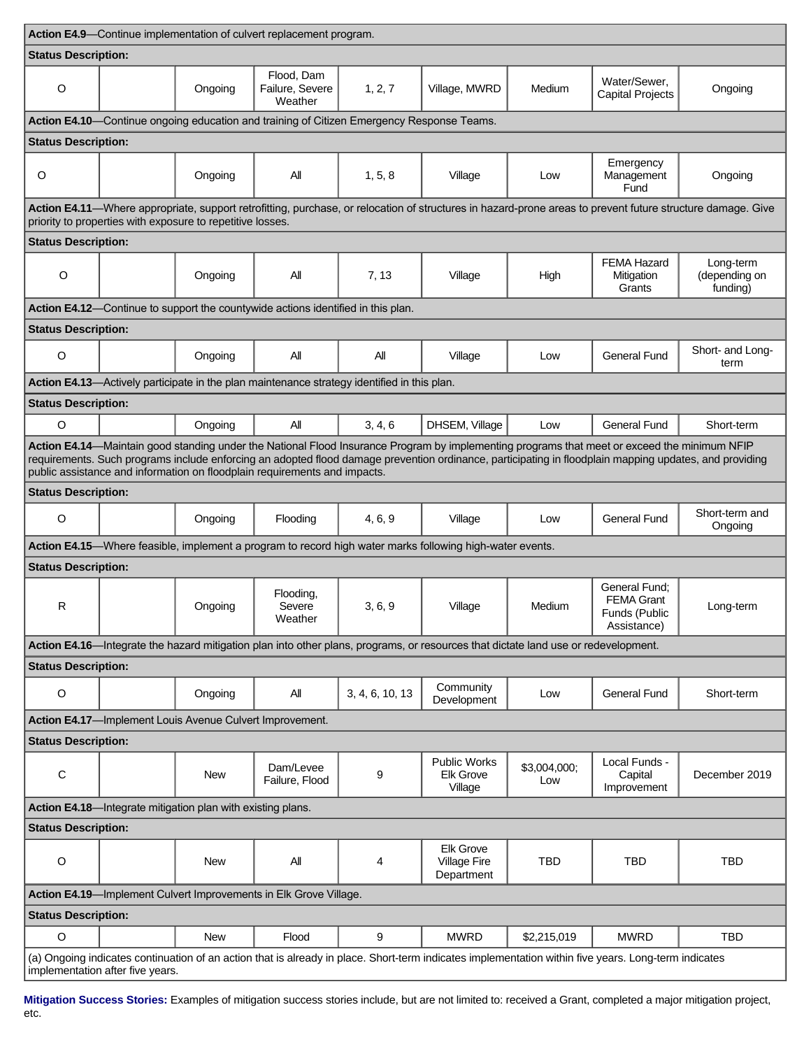| | | | | | | | | |
|---|---|---|---|---|---|---|---|---|
| **Action E4.9**—Continue implementation of culvert replacement program. | | | | | | | | |
| **Status Description:** | | | | | | | | |
| O | | Ongoing | Flood, Dam Failure, Severe Weather | 1, 2, 7 | Village, MWRD | Medium | Water/Sewer, Capital Projects | Ongoing |
| **Action E4.10**—Continue ongoing education and training of Citizen Emergency Response Teams. | | | | | | | | |
| **Status Description:** | | | | | | | | |
| O | | Ongoing | All | 1, 5, 8 | Village | Low | Emergency Management Fund | Ongoing |
| **Action E4.11**—Where appropriate, support retrofitting, purchase, or relocation of structures in hazard-prone areas to prevent future structure damage. Give priority to properties with exposure to repetitive losses. | | | | | | | | |
| **Status Description:** | | | | | | | | |
| O | | Ongoing | All | 7, 13 | Village | High | FEMA Hazard Mitigation Grants | Long-term (depending on funding) |
| **Action E4.12**—Continue to support the countywide actions identified in this plan. | | | | | | | | |
| **Status Description:** | | | | | | | | |
| O | | Ongoing | All | All | Village | Low | General Fund | Short- and Long-term |
| **Action E4.13**—Actively participate in the plan maintenance strategy identified in this plan. | | | | | | | | |
| **Status Description:** | | | | | | | | |
| O | | Ongoing | All | 3, 4, 6 | DHSEM, Village | Low | General Fund | Short-term |
| **Action E4.14**—Maintain good standing under the National Flood Insurance Program by implementing programs that meet or exceed the minimum NFIP requirements. Such programs include enforcing an adopted flood damage prevention ordinance, participating in floodplain mapping updates, and providing public assistance and information on floodplain requirements and impacts. | | | | | | | | |
| **Status Description:** | | | | | | | | |
| O | | Ongoing | Flooding | 4, 6, 9 | Village | Low | General Fund | Short-term and Ongoing |
| **Action E4.15**—Where feasible, implement a program to record high water marks following high-water events. | | | | | | | | |
| **Status Description:** | | | | | | | | |
| R | | Ongoing | Flooding, Severe Weather | 3, 6, 9 | Village | Medium | General Fund; FEMA Grant Funds (Public Assistance) | Long-term |
| **Action E4.16**—Integrate the hazard mitigation plan into other plans, programs, or resources that dictate land use or redevelopment. | | | | | | | | |
| **Status Description:** | | | | | | | | |
| O | | Ongoing | All | 3, 4, 6, 10, 13 | Community Development | Low | General Fund | Short-term |
| **Action E4.17**—Implement Louis Avenue Culvert Improvement. | | | | | | | | |
| **Status Description:** | | | | | | | | |
| C | | New | Dam/Levee Failure, Flood | 9 | Public Works Elk Grove Village | $3,004,000; Low | Local Funds - Capital Improvement | December 2019 |
| **Action E4.18**—Integrate mitigation plan with existing plans. | | | | | | | | |
| **Status Description:** | | | | | | | | |
| O | | New | All | 4 | Elk Grove Village Fire Department | TBD | TBD | TBD |
| **Action E4.19**—Implement Culvert Improvements in Elk Grove Village. | | | | | | | | |
| **Status Description:** | | | | | | | | |
| O | | New | Flood | 9 | MWRD | $2,215,019 | MWRD | TBD |

(a) Ongoing indicates continuation of an action that is already in place. Short-term indicates implementation within five years. Long-term indicates implementation after five years.

**Mitigation Success Stories:** Examples of mitigation success stories include, but are not limited to: received a Grant, completed a major mitigation project, etc.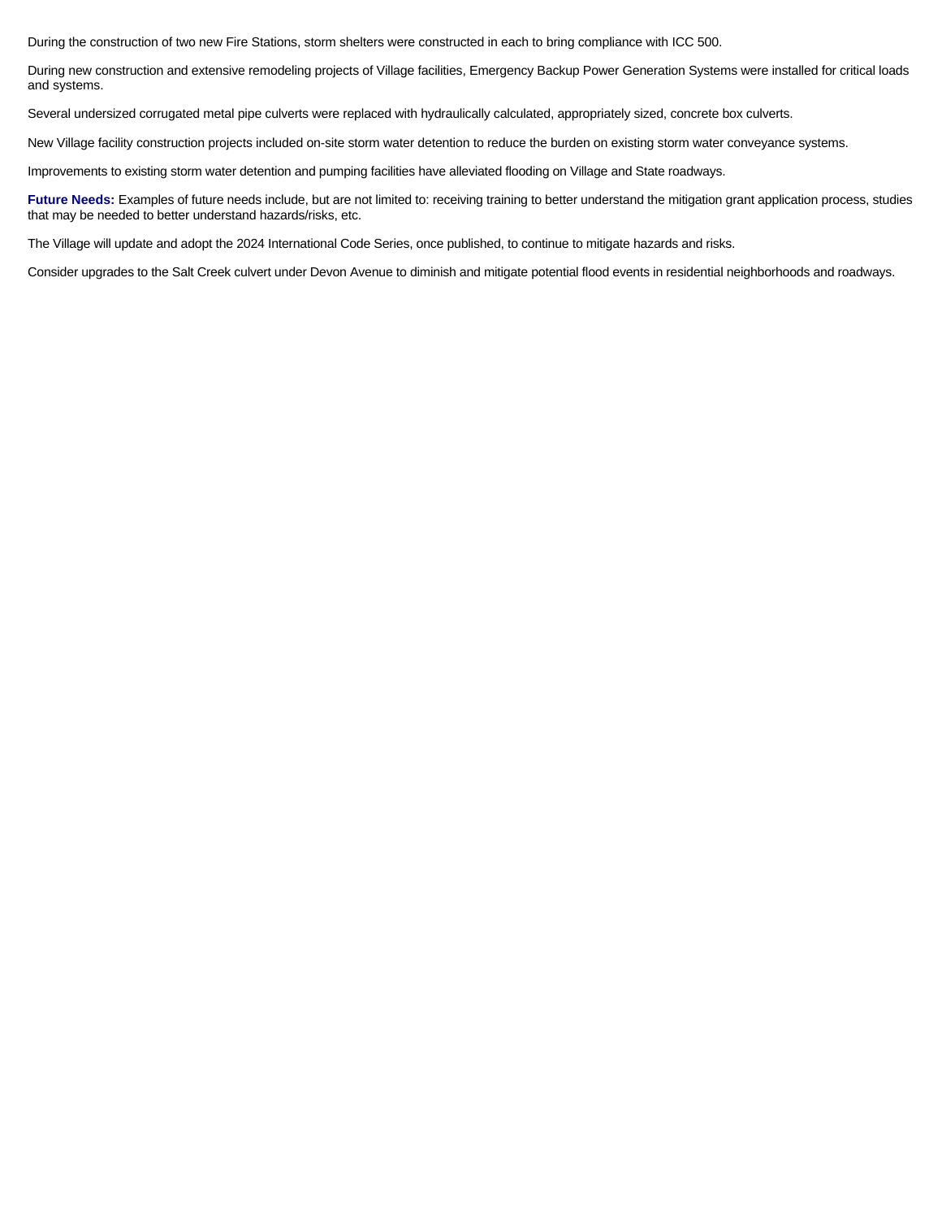During the construction of two new Fire Stations, storm shelters were constructed in each to bring compliance with ICC 500.

During new construction and extensive remodeling projects of Village facilities, Emergency Backup Power Generation Systems were installed for critical loads and systems.

Several undersized corrugated metal pipe culverts were replaced with hydraulically calculated, appropriately sized, concrete box culverts.

New Village facility construction projects included on-site storm water detention to reduce the burden on existing storm water conveyance systems.

Improvements to existing storm water detention and pumping facilities have alleviated flooding on Village and State roadways.

**Future Needs:** Examples of future needs include, but are not limited to: receiving training to better understand the mitigation grant application process, studies that may be needed to better understand hazards/risks, etc.

The Village will update and adopt the 2024 International Code Series, once published, to continue to mitigate hazards and risks.

Consider upgrades to the Salt Creek culvert under Devon Avenue to diminish and mitigate potential flood events in residential neighborhoods and roadways.